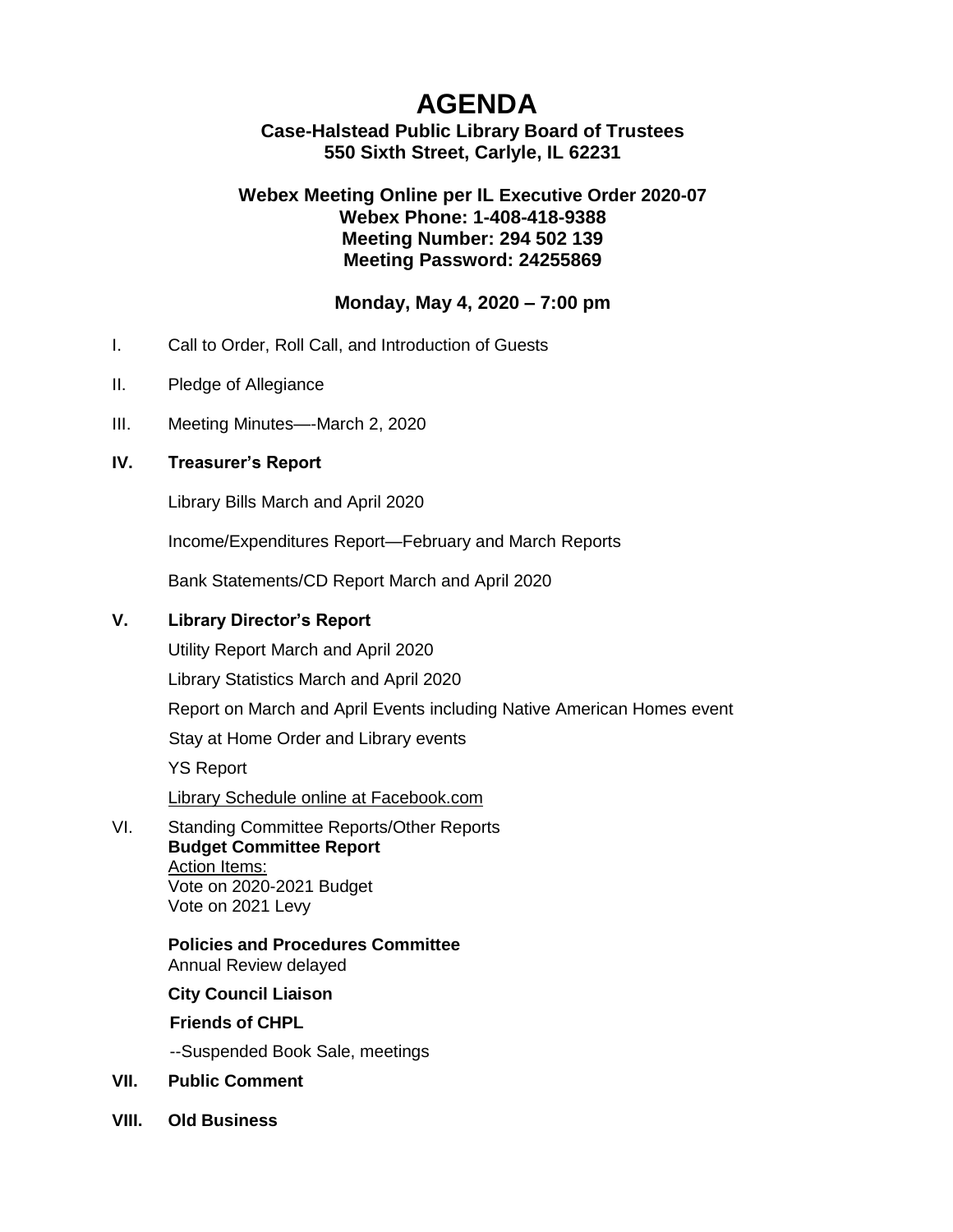# AGENDA

**Case-Halstead Public Library Board of Trustees**
**550 Sixth Street, Carlyle, IL 62231**

**Webex Meeting Online per IL Executive Order 2020-07**
**Webex Phone: 1-408-418-9388**
**Meeting Number: 294 502 139**
**Meeting Password: 24255869**

**Monday, May 4, 2020 – 7:00 pm**

I. Call to Order, Roll Call, and Introduction of Guests

II. Pledge of Allegiance

III. Meeting Minutes—-March 2, 2020

**IV. Treasurer's Report**

Library Bills March and April 2020

Income/Expenditures Report—February and March Reports

Bank Statements/CD Report March and April 2020

**V. Library Director's Report**

Utility Report March and April 2020

Library Statistics March and April 2020

Report on March and April Events including Native American Homes event

Stay at Home Order and Library events

YS Report

Library Schedule online at Facebook.com

VI. Standing Committee Reports/Other Reports

**Budget Committee Report**
Action Items:
Vote on 2020-2021 Budget
Vote on 2021 Levy

**Policies and Procedures Committee**
Annual Review delayed

**City Council Liaison**

**Friends of CHPL**

--Suspended Book Sale, meetings

**VII. Public Comment**

**VIII. Old Business**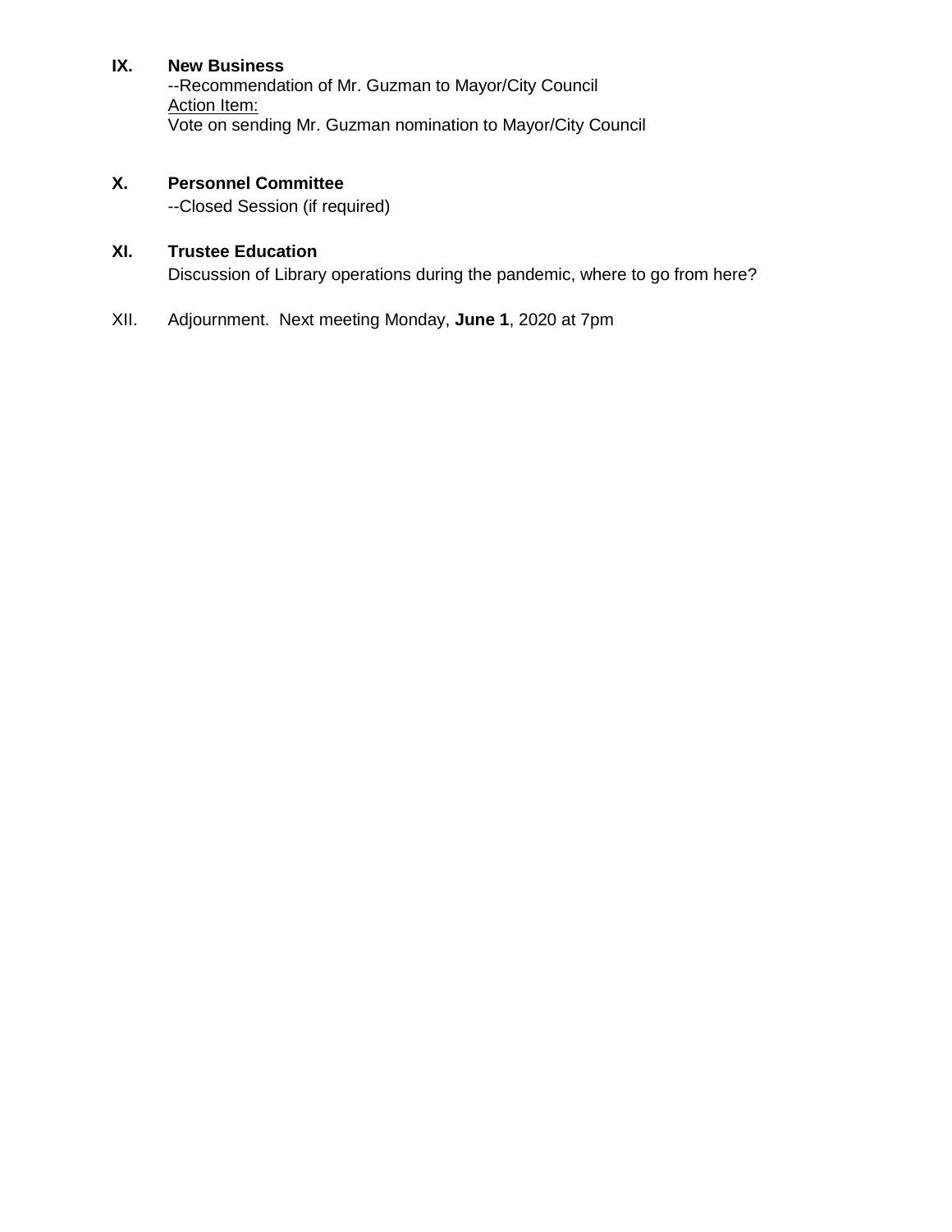**IX. New Business**

--Recommendation of Mr. Guzman to Mayor/City Council

Action Item:

Vote on sending Mr. Guzman nomination to Mayor/City Council

**X. Personnel Committee**

--Closed Session (if required)

**XI. Trustee Education**

Discussion of Library operations during the pandemic, where to go from here?

XII. Adjournment. Next meeting Monday, **June 1**, 2020 at 7pm